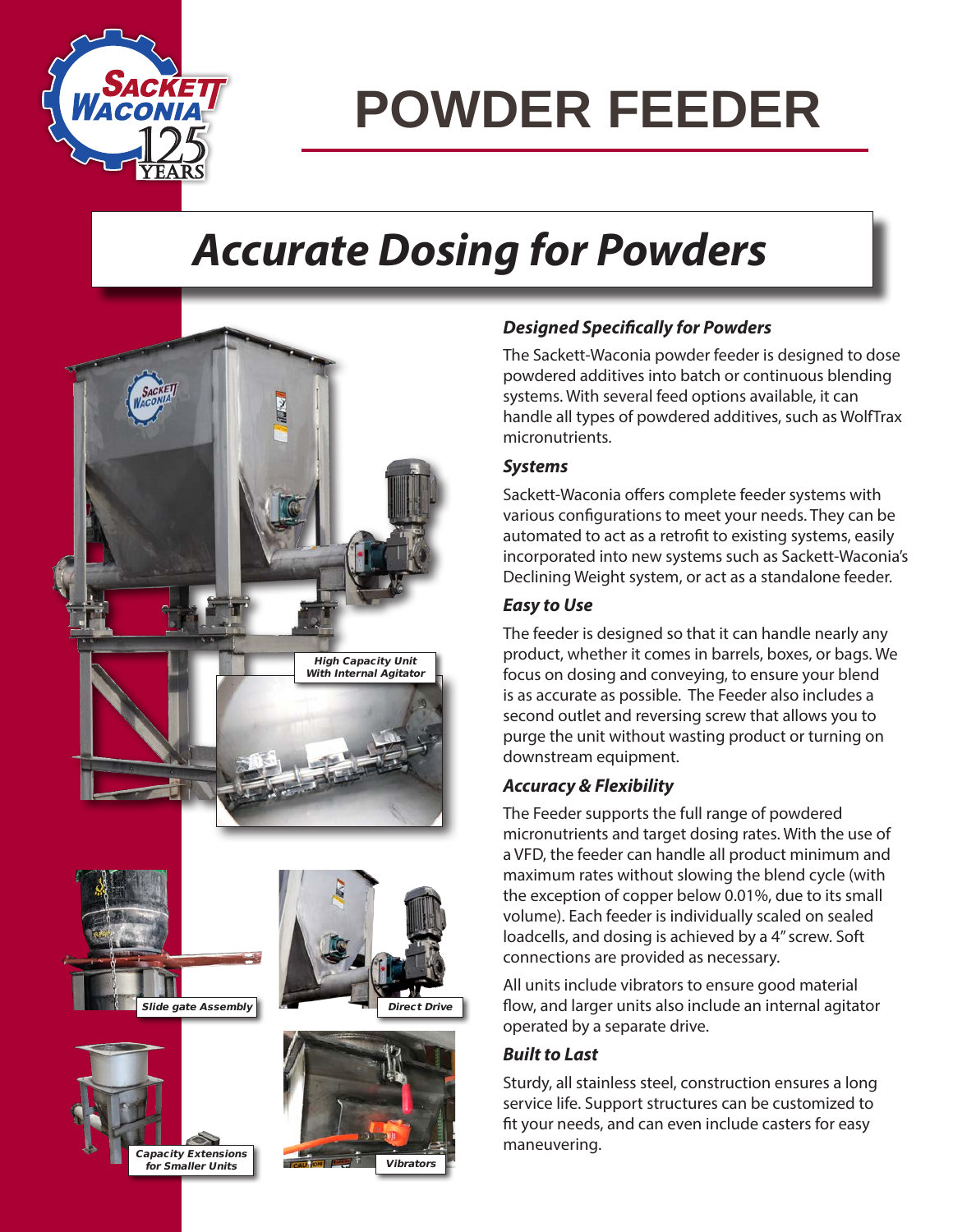# POWDER FEEDER

## *Accurate Dosing for Powders*

High Capacity Unit With Internal Agitator

Slide gate Assembly

Direct Drive

Capacity Extensions for Smaller Units

Vibrators

### *Designed Specifically for Powders*

The Sackett-Waconia powder feeder is designed to dose powdered additives into batch or continuous blending systems. With several feed options available, it can handle all types of powdered additives, such as WolfTrax micronutrients.

### *Systems*

Sackett-Waconia offers complete feeder systems with various configurations to meet your needs. They can be automated to act as a retrofit to existing systems, easily incorporated into new systems such as Sackett-Waconia's Declining Weight system, or act as a standalone feeder.

### *Easy to Use*

The feeder is designed so that it can handle nearly any product, whether it comes in barrels, boxes, or bags. We focus on dosing and conveying, to ensure your blend is as accurate as possible. The Feeder also includes a second outlet and reversing screw that allows you to purge the unit without wasting product or turning on downstream equipment.

### *Accuracy & Flexibility*

The Feeder supports the full range of powdered micronutrients and target dosing rates. With the use of a VFD, the feeder can handle all product minimum and maximum rates without slowing the blend cycle (with the exception of copper below 0.01%, due to its small volume). Each feeder is individually scaled on sealed loadcells, and dosing is achieved by a 4" screw. Soft connections are provided as necessary.

All units include vibrators to ensure good material flow, and larger units also include an internal agitator operated by a separate drive.

### *Built to Last*

Sturdy, all stainless steel, construction ensures a long service life. Support structures can be customized to fit your needs, and can even include casters for easy maneuvering.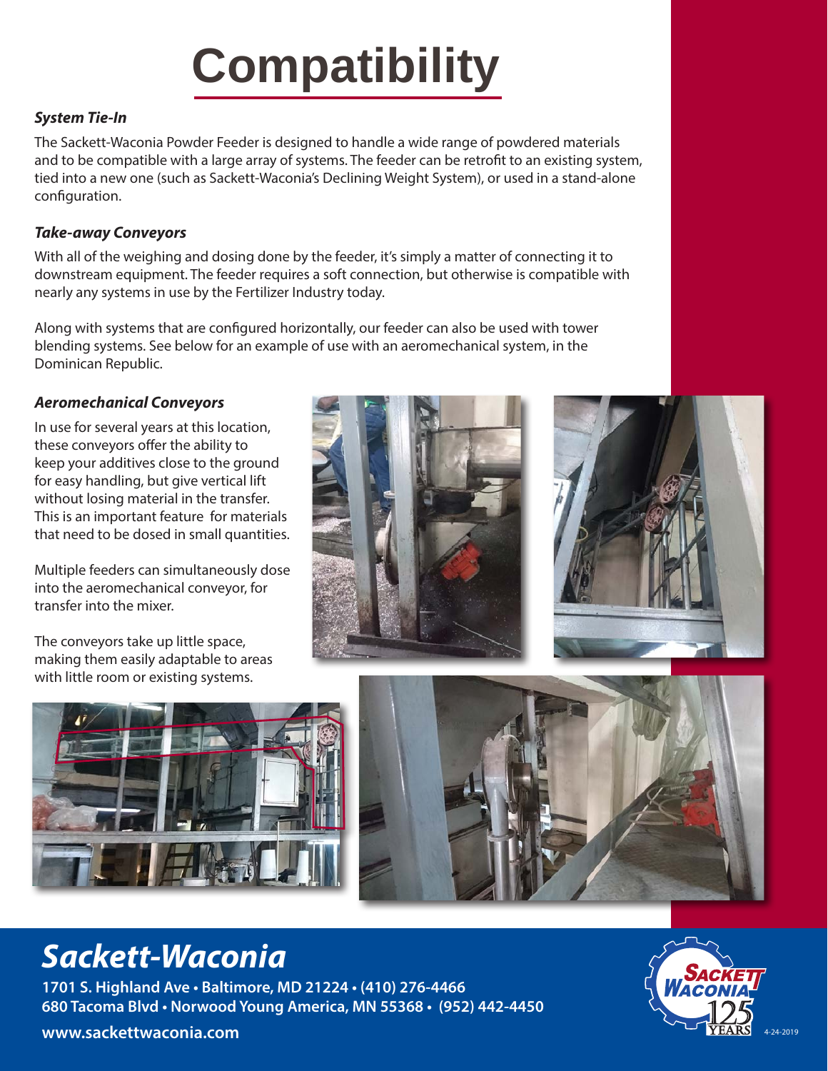# Compatibility

### *System Tie-In*

The Sackett-Waconia Powder Feeder is designed to handle a wide range of powdered materials and to be compatible with a large array of systems. The feeder can be retrofit to an existing system, tied into a new one (such as Sackett-Waconia's Declining Weight System), or used in a stand-alone configuration.

### *Take-away Conveyors*

With all of the weighing and dosing done by the feeder, it's simply a matter of connecting it to downstream equipment. The feeder requires a soft connection, but otherwise is compatible with nearly any systems in use by the Fertilizer Industry today.

Along with systems that are configured horizontally, our feeder can also be used with tower blending systems. See below for an example of use with an aeromechanical system, in the Dominican Republic.

### *Aeromechanical Conveyors*

In use for several years at this location, these conveyors offer the ability to keep your additives close to the ground for easy handling, but give vertical lift without losing material in the transfer. This is an important feature for materials that need to be dosed in small quantities.

Multiple feeders can simultaneously dose into the aeromechanical conveyor, for transfer into the mixer.

The conveyors take up little space, making them easily adaptable to areas with little room or existing systems.

## *Sackett-Waconia*

**1701 S. Highland Ave • Baltimore, MD 21224 • (410) 276-4466**
**680 Tacoma Blvd • Norwood Young America, MN 55368 • (952) 442-4450**

**www.sackettwaconia.com**

4-24-2019